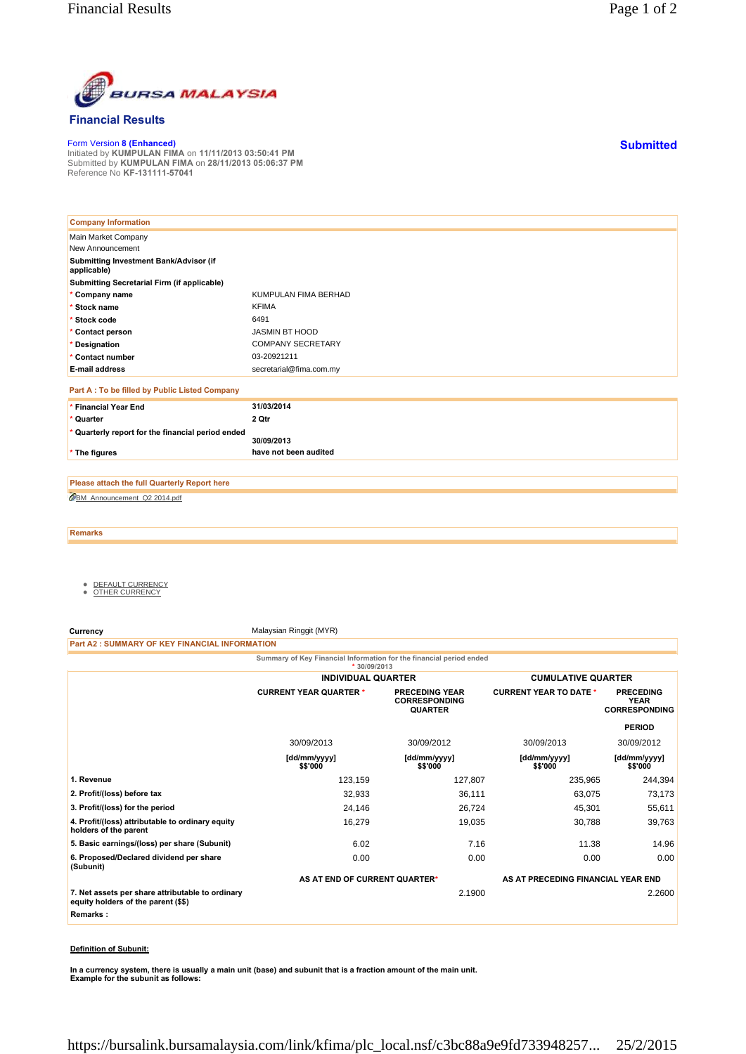# Financial Results

Form Version 8 (Enhanced)
Initiated by **KUMPULAN FIMA** on **11/11/2013 03:50:41 PM**
Submitted by **KUMPULAN FIMA** on **28/11/2013 05:06:37 PM**
Reference No **KF-131111-57041**

**Submitted**

## Company Information

Main Market Company
New Announcement

| | |
|---|---|
| **Submitting Investment Bank/Advisor (if applicable)** | |
| **Submitting Secretarial Firm (if applicable)** | |
| * **Company name** | KUMPULAN FIMA BERHAD |
| * **Stock name** | KFIMA |
| * **Stock code** | 6491 |
| * **Contact person** | JASMIN BT HOOD |
| * **Designation** | COMPANY SECRETARY |
| * **Contact number** | 03-20921211 |
| **E-mail address** | secretarial@fima.com.my |

## Part A : To be filled by Public Listed Company

| | |
|---|---|
| * **Financial Year End** | **31/03/2014** |
| * **Quarter** | **2 Qtr** |
| * **Quarterly report for the financial period ended** | **30/09/2013** |
| * **The figures** | **have not been audited** |

## Please attach the full Quarterly Report here

BM_Announcement_Q2 2014.pdf

## Remarks

- DEFAULT CURRENCY
- OTHER CURRENCY

**Currency** Malaysian Ringgit (MYR)

## Part A2 : SUMMARY OF KEY FINANCIAL INFORMATION

Summary of Key Financial Information for the financial period ended
* 30/09/2013

| | INDIVIDUAL QUARTER | | CUMULATIVE QUARTER | |
|---|---|---|---|---|
| | CURRENT YEAR QUARTER * | PRECEDING YEAR CORRESPONDING QUARTER | CURRENT YEAR TO DATE * | PRECEDING YEAR CORRESPONDING PERIOD |
| | 30/09/2013 | 30/09/2012 | 30/09/2013 | 30/09/2012 |
| | [dd/mm/yyyy] $$'000 | [dd/mm/yyyy] $$'000 | [dd/mm/yyyy] $$'000 | [dd/mm/yyyy] $$'000 |
| **1. Revenue** | 123,159 | 127,807 | 235,965 | 244,394 |
| **2. Profit/(loss) before tax** | 32,933 | 36,111 | 63,075 | 73,173 |
| **3. Profit/(loss) for the period** | 24,146 | 26,724 | 45,301 | 55,611 |
| **4. Profit/(loss) attributable to ordinary equity holders of the parent** | 16,279 | 19,035 | 30,788 | 39,763 |
| **5. Basic earnings/(loss) per share (Subunit)** | 6.02 | 7.16 | 11.38 | 14.96 |
| **6. Proposed/Declared dividend per share (Subunit)** | 0.00 | 0.00 | 0.00 | 0.00 |
| | **AS AT END OF CURRENT QUARTER*** | | **AS AT PRECEDING FINANCIAL YEAR END** | |
| **7. Net assets per share attributable to ordinary equity holders of the parent ($$)** | | 2.1900 | | 2.2600 |

**Remarks :**

**Definition of Subunit:**

**In a currency system, there is usually a main unit (base) and subunit that is a fraction amount of the main unit. Example for the subunit as follows:**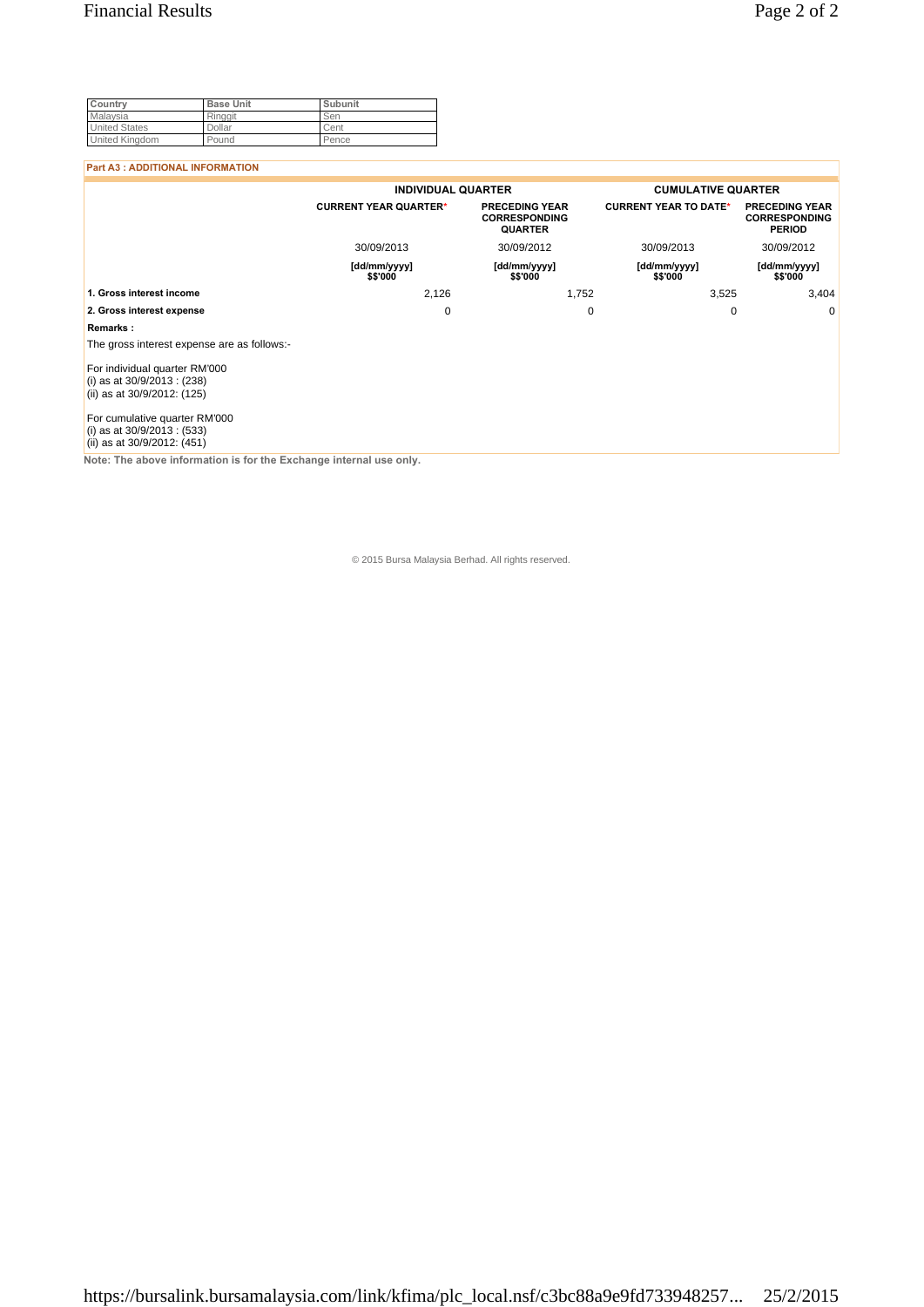| Country | Base Unit | Subunit |
|---|---|---|
| Malaysia | Ringgit | Sen |
| United States | Dollar | Cent |
| United Kingdom | Pound | Pence |

**Part A3 : ADDITIONAL INFORMATION**

| | INDIVIDUAL QUARTER | | CUMULATIVE QUARTER | |
|---|---|---|---|---|
| | CURRENT YEAR QUARTER* | PRECEDING YEAR CORRESPONDING QUARTER | CURRENT YEAR TO DATE* | PRECEDING YEAR CORRESPONDING PERIOD |
| | 30/09/2013 | 30/09/2012 | 30/09/2013 | 30/09/2012 |
| | [dd/mm/yyyy] $$'000 | [dd/mm/yyyy] $$'000 | [dd/mm/yyyy] $$'000 | [dd/mm/yyyy] $$'000 |
| **1. Gross interest income** | 2,126 | 1,752 | 3,525 | 3,404 |
| **2. Gross interest expense** | 0 | 0 | 0 | 0 |

**Remarks :**

The gross interest expense are as follows:-

For individual quarter RM'000
(i) as at 30/9/2013 : (238)
(ii) as at 30/9/2012: (125)

For cumulative quarter RM'000
(i) as at 30/9/2013 : (533)
(ii) as at 30/9/2012: (451)

**Note: The above information is for the Exchange internal use only.**

© 2015 Bursa Malaysia Berhad. All rights reserved.